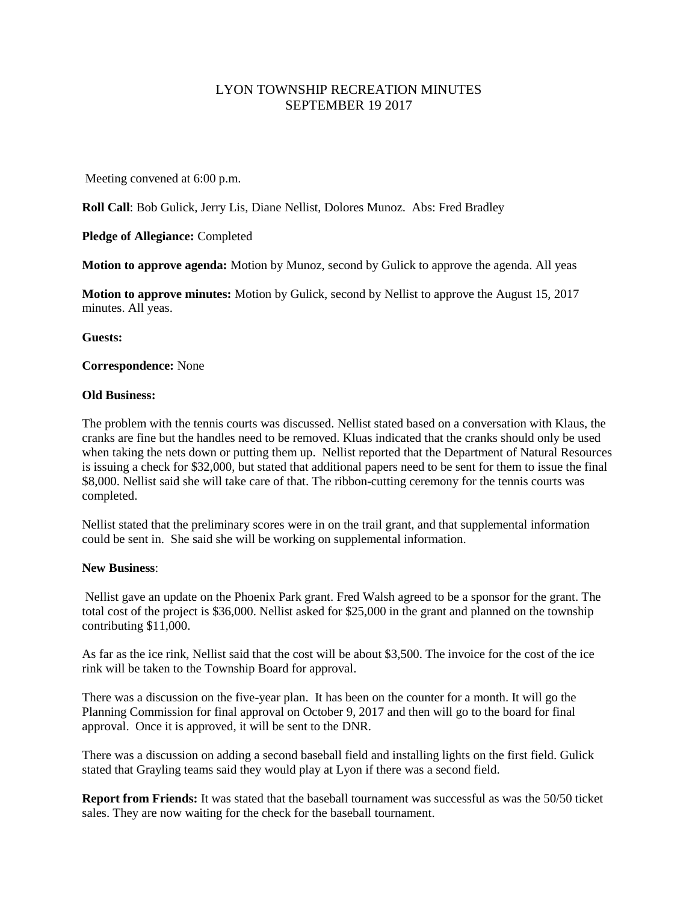# LYON TOWNSHIP RECREATION MINUTES
# SEPTEMBER 19 2017

Meeting convened at 6:00 p.m.

**Roll Call**: Bob Gulick, Jerry Lis, Diane Nellist, Dolores Munoz. Abs: Fred Bradley

**Pledge of Allegiance:** Completed

**Motion to approve agenda:** Motion by Munoz, second by Gulick to approve the agenda. All yeas

**Motion to approve minutes:** Motion by Gulick, second by Nellist to approve the August 15, 2017 minutes. All yeas.

**Guests:**

**Correspondence:** None

**Old Business:**

The problem with the tennis courts was discussed. Nellist stated based on a conversation with Klaus, the cranks are fine but the handles need to be removed. Kluas indicated that the cranks should only be used when taking the nets down or putting them up. Nellist reported that the Department of Natural Resources is issuing a check for $32,000, but stated that additional papers need to be sent for them to issue the final $8,000. Nellist said she will take care of that. The ribbon-cutting ceremony for the tennis courts was completed.

Nellist stated that the preliminary scores were in on the trail grant, and that supplemental information could be sent in. She said she will be working on supplemental information.

**New Business**:

Nellist gave an update on the Phoenix Park grant. Fred Walsh agreed to be a sponsor for the grant. The total cost of the project is $36,000. Nellist asked for $25,000 in the grant and planned on the township contributing $11,000.

As far as the ice rink, Nellist said that the cost will be about $3,500. The invoice for the cost of the ice rink will be taken to the Township Board for approval.

There was a discussion on the five-year plan. It has been on the counter for a month. It will go the Planning Commission for final approval on October 9, 2017 and then will go to the board for final approval. Once it is approved, it will be sent to the DNR.

There was a discussion on adding a second baseball field and installing lights on the first field. Gulick stated that Grayling teams said they would play at Lyon if there was a second field.

**Report from Friends:** It was stated that the baseball tournament was successful as was the 50/50 ticket sales. They are now waiting for the check for the baseball tournament.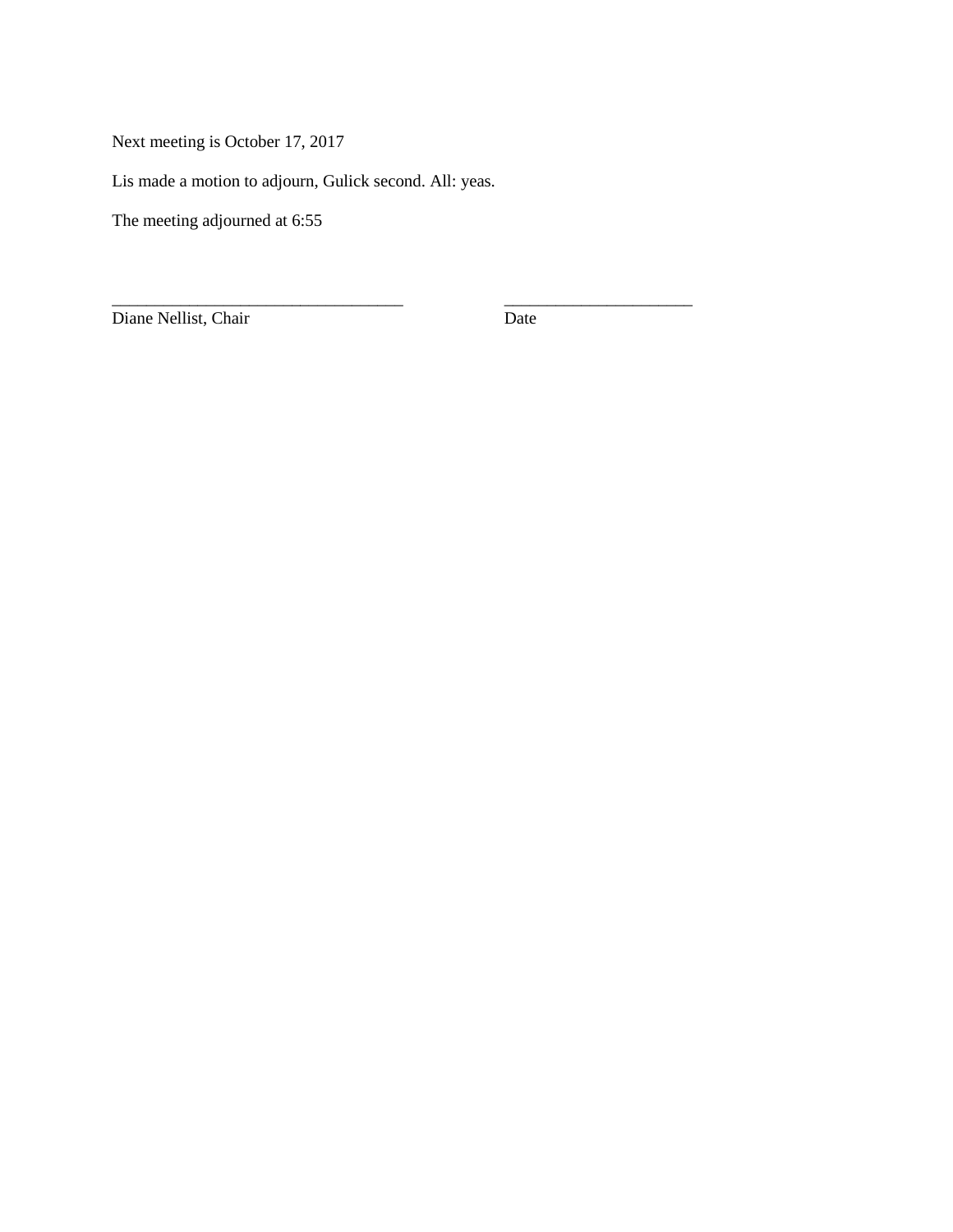Next meeting is October 17, 2017

Lis made a motion to adjourn, Gulick second. All: yeas.

The meeting adjourned at 6:55

___________________________________ ______________________

Diane Nellist, Chair Date